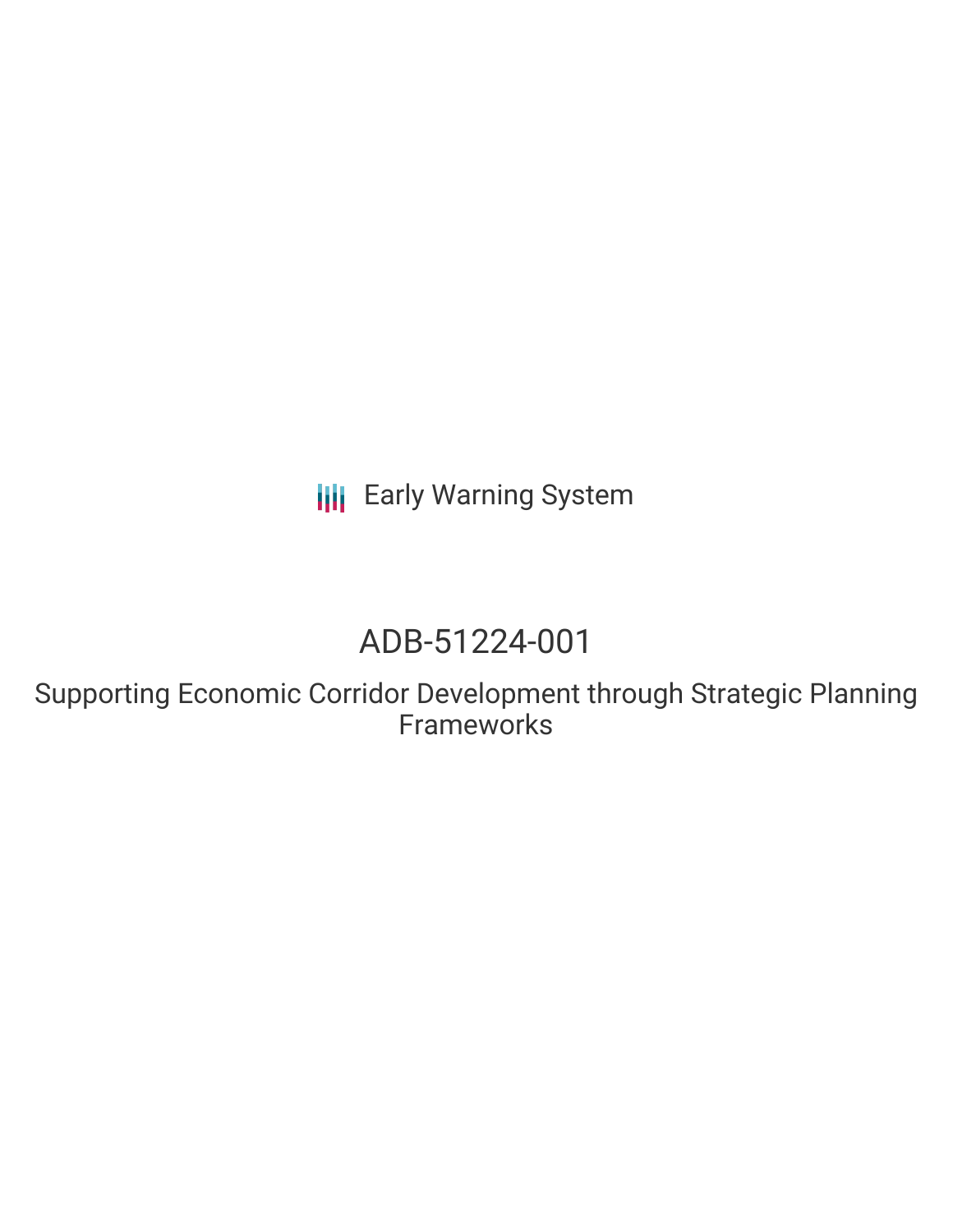Early Warning System

# ADB-51224-001

## Supporting Economic Corridor Development through Strategic Planning Frameworks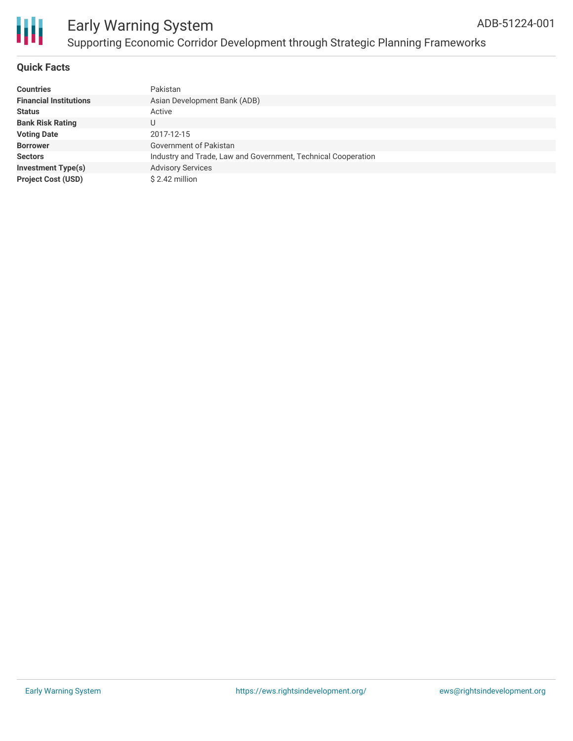# Early Warning System

## Supporting Economic Corridor Development through Strategic Planning Frameworks

ADB-51224-001

### Quick Facts

| | |
|---|---|
| **Countries** | Pakistan |
| **Financial Institutions** | Asian Development Bank (ADB) |
| **Status** | Active |
| **Bank Risk Rating** | U |
| **Voting Date** | 2017-12-15 |
| **Borrower** | Government of Pakistan |
| **Sectors** | Industry and Trade, Law and Government, Technical Cooperation |
| **Investment Type(s)** | Advisory Services |
| **Project Cost (USD)** | $ 2.42 million |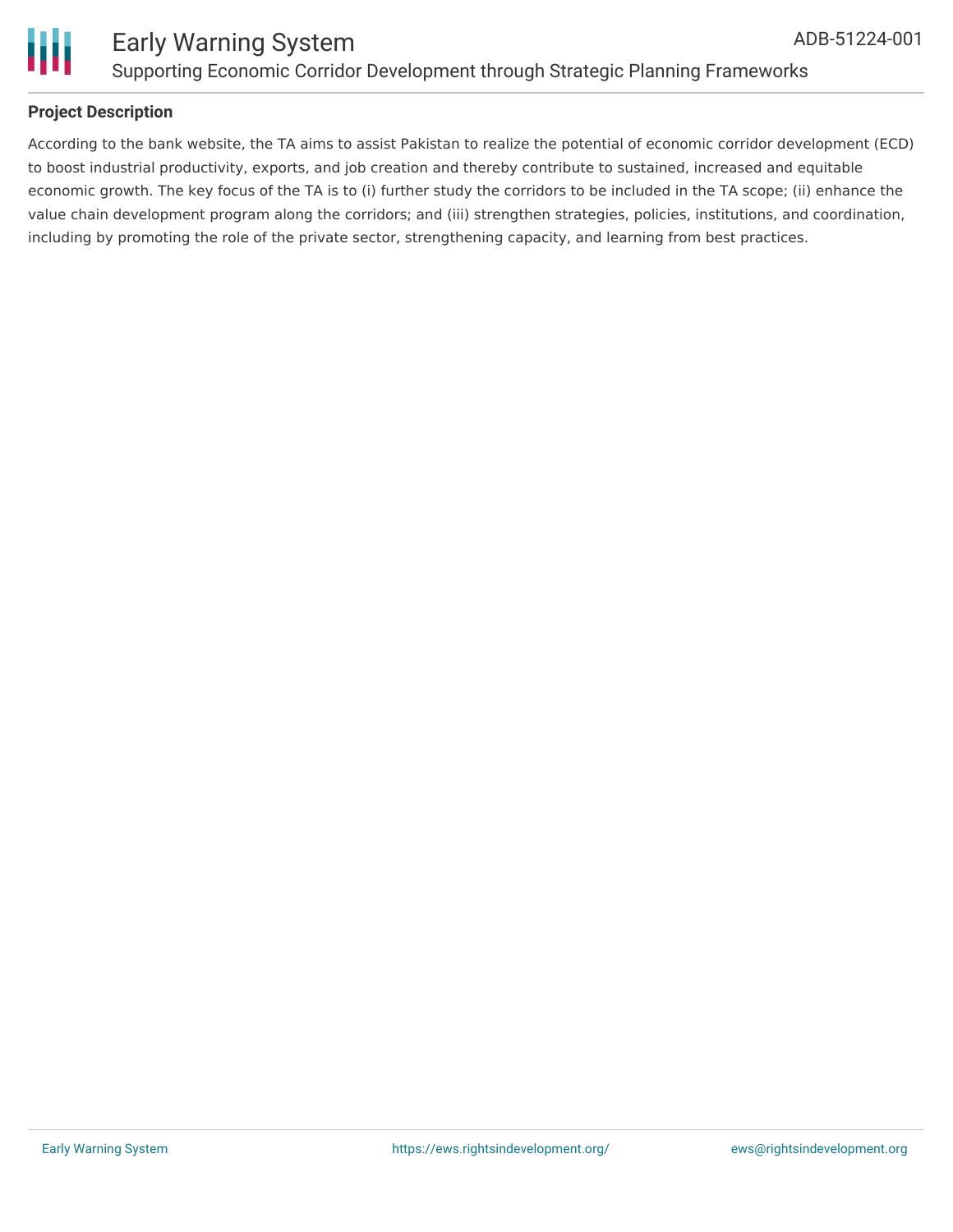**Project Description**

According to the bank website, the TA aims to assist Pakistan to realize the potential of economic corridor development (ECD) to boost industrial productivity, exports, and job creation and thereby contribute to sustained, increased and equitable economic growth. The key focus of the TA is to (i) further study the corridors to be included in the TA scope; (ii) enhance the value chain development program along the corridors; and (iii) strengthen strategies, policies, institutions, and coordination, including by promoting the role of the private sector, strengthening capacity, and learning from best practices.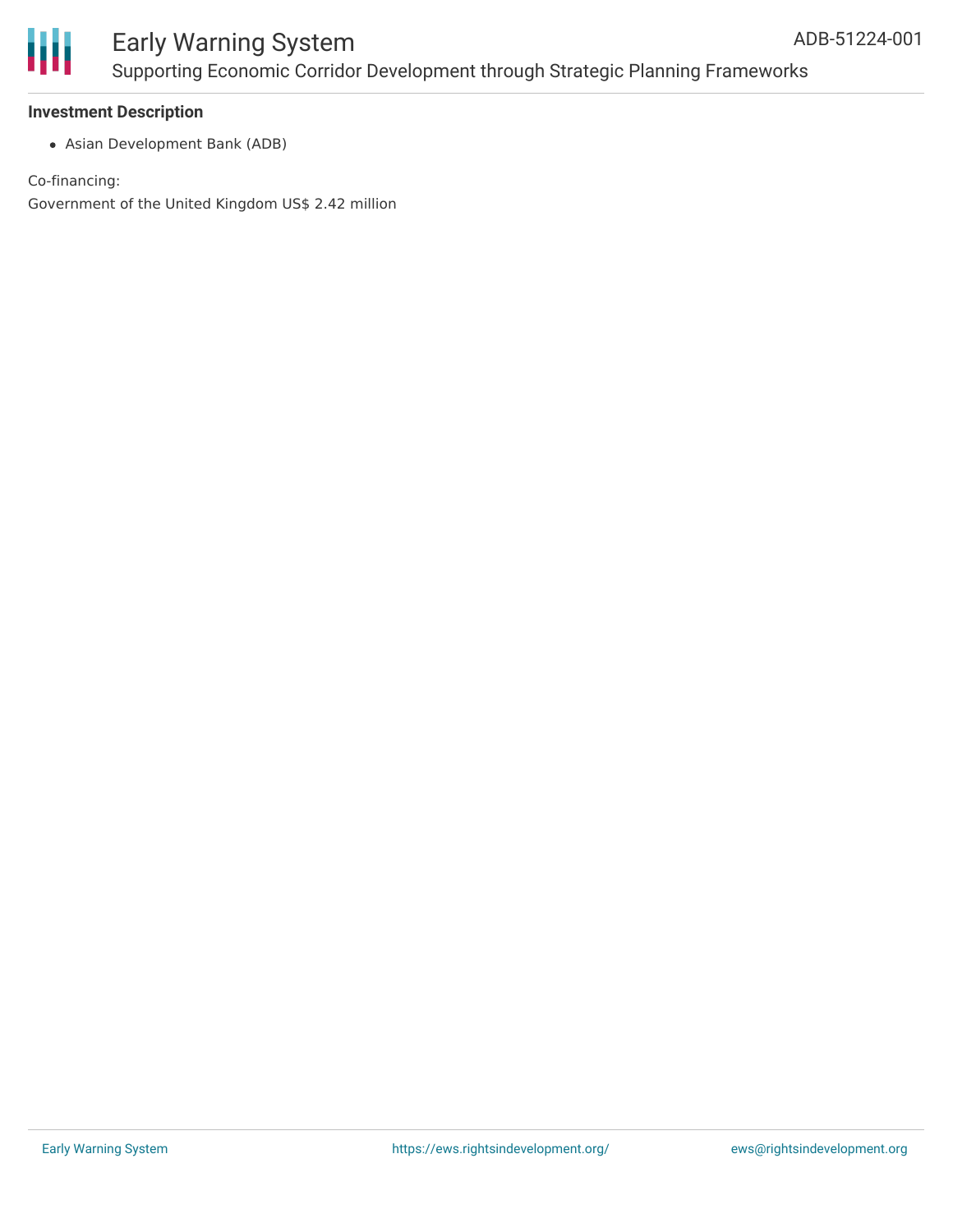**Investment Description**

- Asian Development Bank (ADB)

Co-financing:

Government of the United Kingdom US$ 2.42 million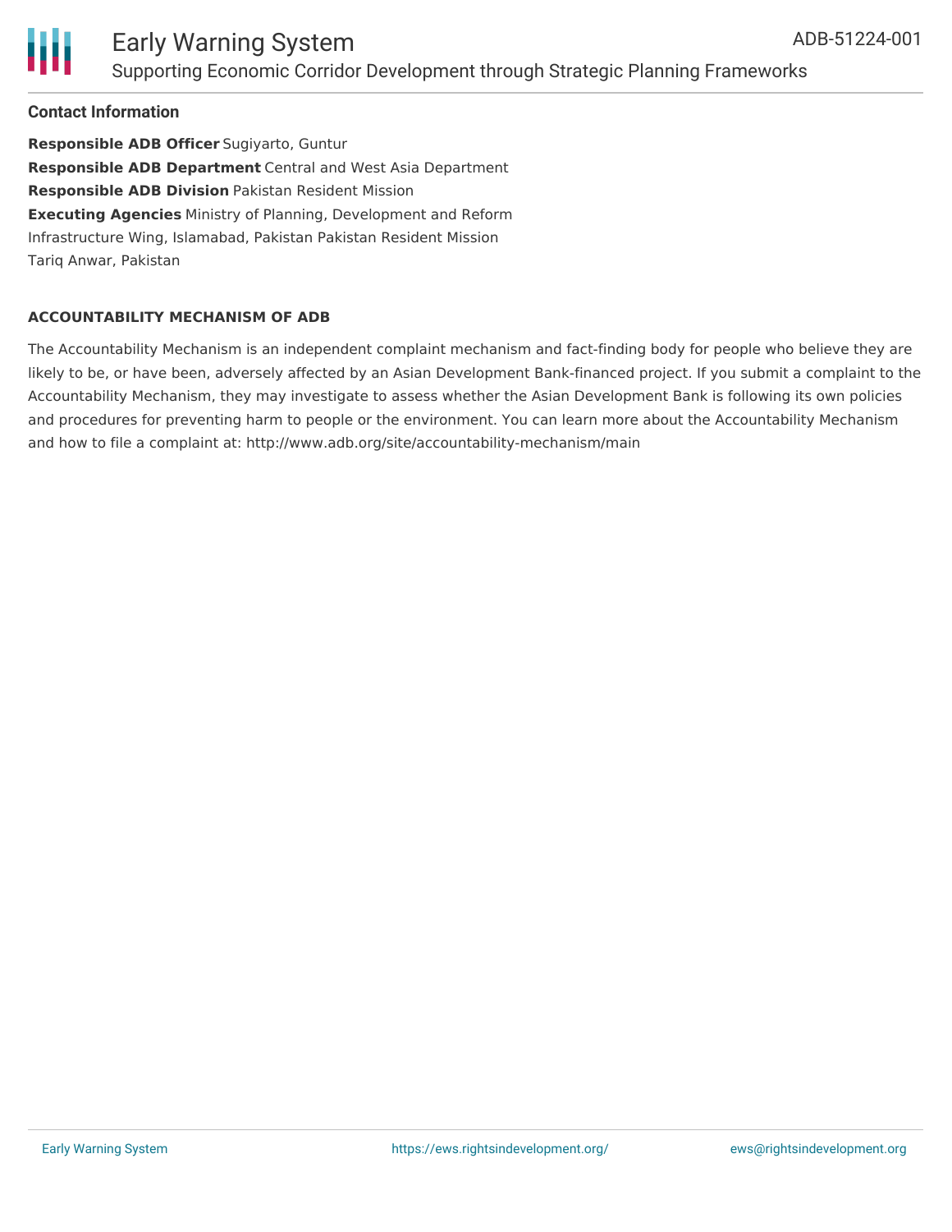### Contact Information

**Responsible ADB Officer** Sugiyarto, Guntur
**Responsible ADB Department** Central and West Asia Department
**Responsible ADB Division** Pakistan Resident Mission
**Executing Agencies** Ministry of Planning, Development and Reform
Infrastructure Wing, Islamabad, Pakistan Pakistan Resident Mission
Tariq Anwar, Pakistan

#### ACCOUNTABILITY MECHANISM OF ADB

The Accountability Mechanism is an independent complaint mechanism and fact-finding body for people who believe they are likely to be, or have been, adversely affected by an Asian Development Bank-financed project. If you submit a complaint to the Accountability Mechanism, they may investigate to assess whether the Asian Development Bank is following its own policies and procedures for preventing harm to people or the environment. You can learn more about the Accountability Mechanism and how to file a complaint at: http://www.adb.org/site/accountability-mechanism/main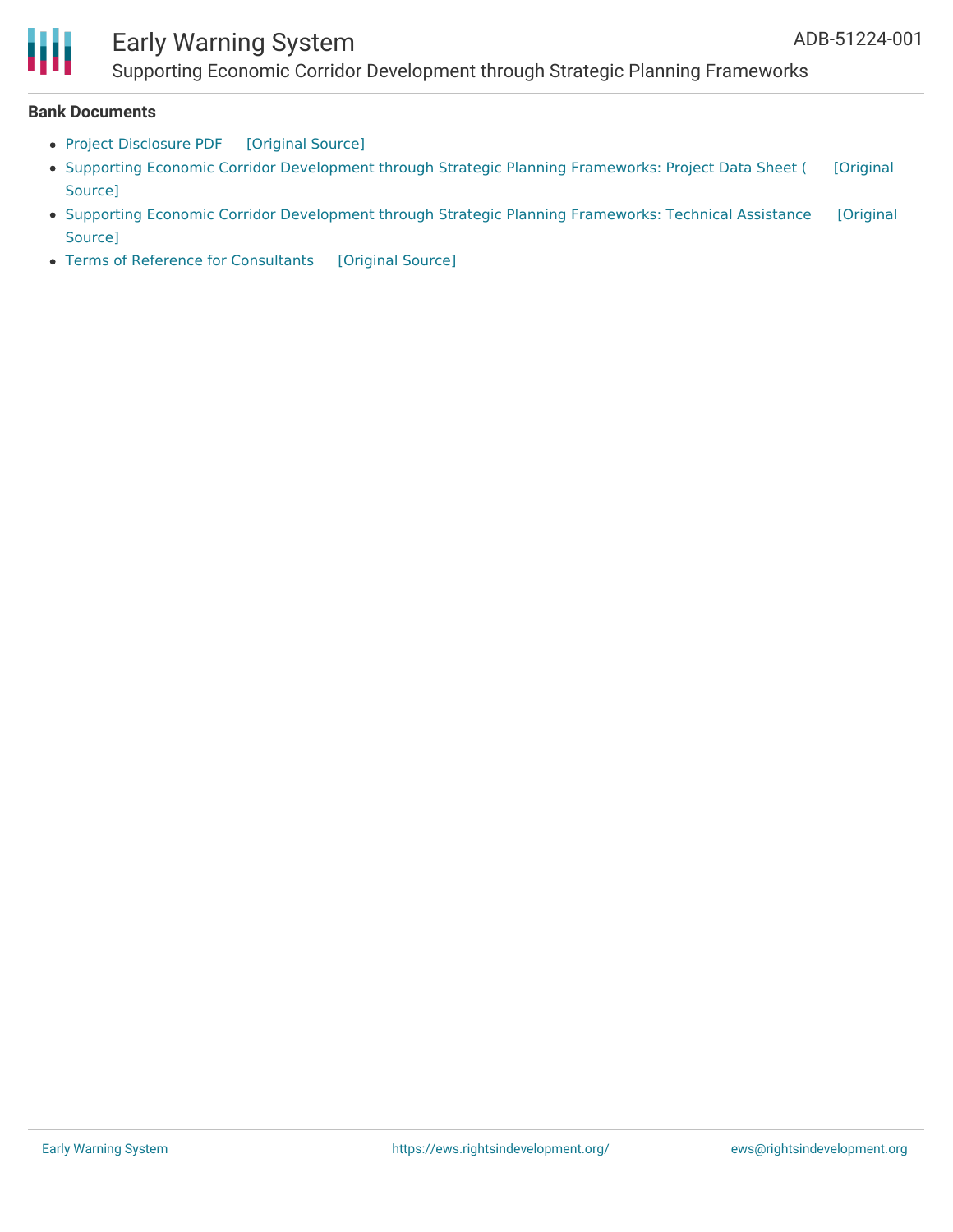**Bank Documents**

- Project Disclosure PDF [Original Source]
- Supporting Economic Corridor Development through Strategic Planning Frameworks: Project Data Sheet ( [Original Source]
- Supporting Economic Corridor Development through Strategic Planning Frameworks: Technical Assistance [Original Source]
- Terms of Reference for Consultants [Original Source]